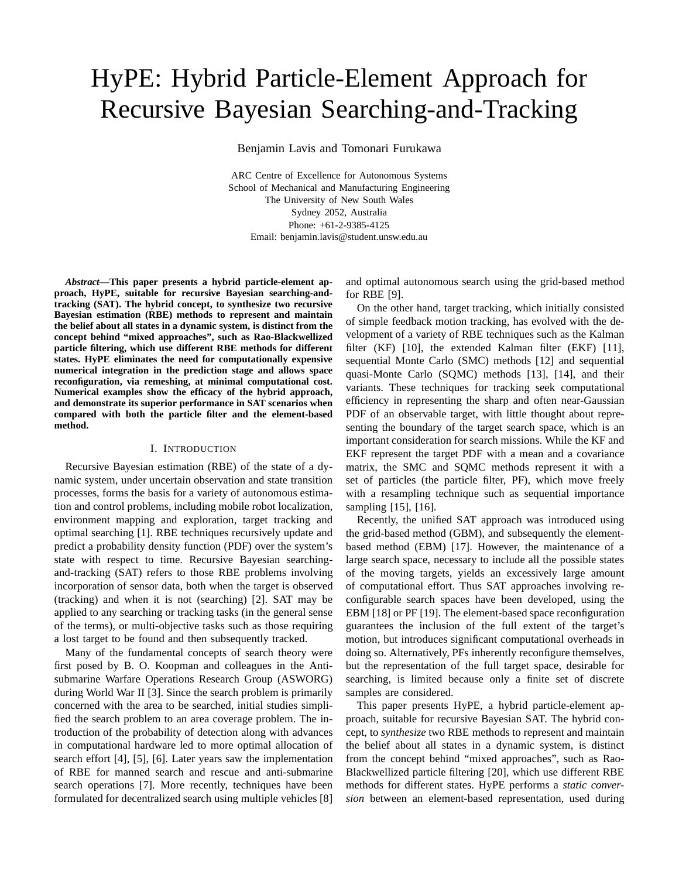# HyPE: Hybrid Particle-Element Approach for Recursive Bayesian Searching-and-Tracking

Benjamin Lavis and Tomonari Furukawa

ARC Centre of Excellence for Autonomous Systems
School of Mechanical and Manufacturing Engineering
The University of New South Wales
Sydney 2052, Australia
Phone: +61-2-9385-4125
Email: benjamin.lavis@student.unsw.edu.au

***Abstract*—This paper presents a hybrid particle-element approach, HyPE, suitable for recursive Bayesian searching-and-tracking (SAT). The hybrid concept, to synthesize two recursive Bayesian estimation (RBE) methods to represent and maintain the belief about all states in a dynamic system, is distinct from the concept behind "mixed approaches", such as Rao-Blackwellized particle filtering, which use different RBE methods for different states. HyPE eliminates the need for computationally expensive numerical integration in the prediction stage and allows space reconfiguration, via remeshing, at minimal computational cost. Numerical examples show the efficacy of the hybrid approach, and demonstrate its superior performance in SAT scenarios when compared with both the particle filter and the element-based method.**

## I. Introduction

Recursive Bayesian estimation (RBE) of the state of a dynamic system, under uncertain observation and state transition processes, forms the basis for a variety of autonomous estimation and control problems, including mobile robot localization, environment mapping and exploration, target tracking and optimal searching [1]. RBE techniques recursively update and predict a probability density function (PDF) over the system's state with respect to time. Recursive Bayesian searching-and-tracking (SAT) refers to those RBE problems involving incorporation of sensor data, both when the target is observed (tracking) and when it is not (searching) [2]. SAT may be applied to any searching or tracking tasks (in the general sense of the terms), or multi-objective tasks such as those requiring a lost target to be found and then subsequently tracked.

Many of the fundamental concepts of search theory were first posed by B. O. Koopman and colleagues in the Anti-submarine Warfare Operations Research Group (ASWORG) during World War II [3]. Since the search problem is primarily concerned with the area to be searched, initial studies simplified the search problem to an area coverage problem. The introduction of the probability of detection along with advances in computational hardware led to more optimal allocation of search effort [4], [5], [6]. Later years saw the implementation of RBE for manned search and rescue and anti-submarine search operations [7]. More recently, techniques have been formulated for decentralized search using multiple vehicles [8] and optimal autonomous search using the grid-based method for RBE [9].

On the other hand, target tracking, which initially consisted of simple feedback motion tracking, has evolved with the development of a variety of RBE techniques such as the Kalman filter (KF) [10], the extended Kalman filter (EKF) [11], sequential Monte Carlo (SMC) methods [12] and sequential quasi-Monte Carlo (SQMC) methods [13], [14], and their variants. These techniques for tracking seek computational efficiency in representing the sharp and often near-Gaussian PDF of an observable target, with little thought about representing the boundary of the target search space, which is an important consideration for search missions. While the KF and EKF represent the target PDF with a mean and a covariance matrix, the SMC and SQMC methods represent it with a set of particles (the particle filter, PF), which move freely with a resampling technique such as sequential importance sampling [15], [16].

Recently, the unified SAT approach was introduced using the grid-based method (GBM), and subsequently the element-based method (EBM) [17]. However, the maintenance of a large search space, necessary to include all the possible states of the moving targets, yields an excessively large amount of computational effort. Thus SAT approaches involving reconfigurable search spaces have been developed, using the EBM [18] or PF [19]. The element-based space reconfiguration guarantees the inclusion of the full extent of the target's motion, but introduces significant computational overheads in doing so. Alternatively, PFs inherently reconfigure themselves, but the representation of the full target space, desirable for searching, is limited because only a finite set of discrete samples are considered.

This paper presents HyPE, a hybrid particle-element approach, suitable for recursive Bayesian SAT. The hybrid concept, to *synthesize* two RBE methods to represent and maintain the belief about all states in a dynamic system, is distinct from the concept behind "mixed approaches", such as Rao-Blackwellized particle filtering [20], which use different RBE methods for different states. HyPE performs a *static conversion* between an element-based representation, used during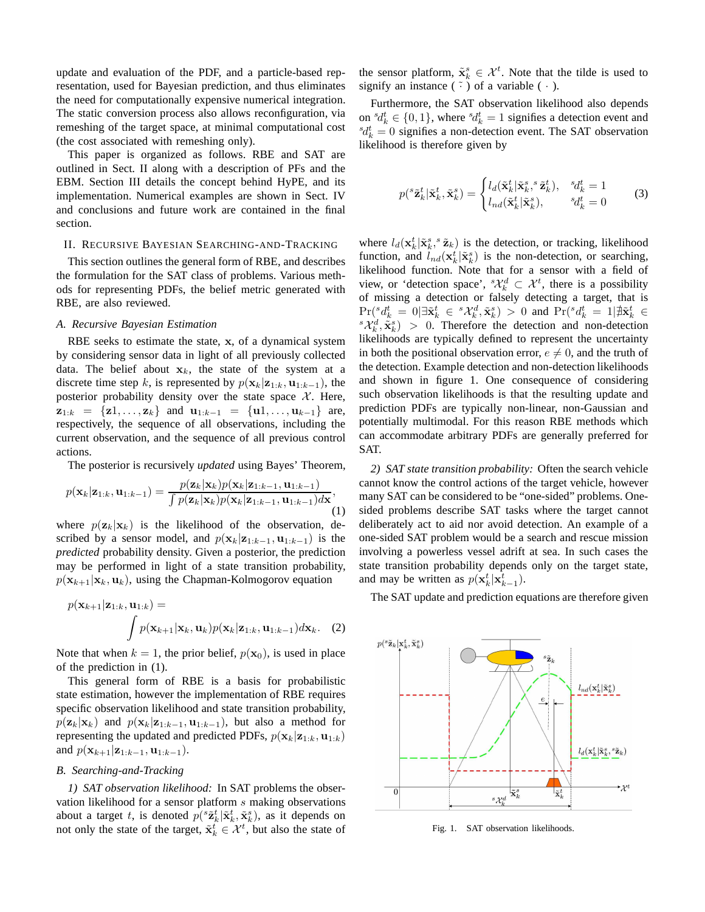update and evaluation of the PDF, and a particle-based representation, used for Bayesian prediction, and thus eliminates the need for computationally expensive numerical integration. The static conversion process also allows reconfiguration, via remeshing of the target space, at minimal computational cost (the cost associated with remeshing only).

This paper is organized as follows. RBE and SAT are outlined in Sect. II along with a description of PFs and the EBM. Section III details the concept behind HyPE, and its implementation. Numerical examples are shown in Sect. IV and conclusions and future work are contained in the final section.

## II. Recursive Bayesian Searching-and-Tracking

This section outlines the general form of RBE, and describes the formulation for the SAT class of problems. Various methods for representing PDFs, the belief metric generated with RBE, are also reviewed.

### A. Recursive Bayesian Estimation

RBE seeks to estimate the state, $\mathbf{x}$, of a dynamical system by considering sensor data in light of all previously collected data. The belief about $\mathbf{x}_k$, the state of the system at a discrete time step $k$, is represented by $p(\mathbf{x}_k|\mathbf{z}_{1:k}, \mathbf{u}_{1:k-1})$, the posterior probability density over the state space $\mathcal{X}$. Here, $\mathbf{z}_{1:k} = \{\mathbf{z}1, \ldots, \mathbf{z}_k\}$ and $\mathbf{u}_{1:k-1} = \{\mathbf{u}1, \ldots, \mathbf{u}_{k-1}\}$ are, respectively, the sequence of all observations, including the current observation, and the sequence of all previous control actions.

The posterior is recursively *updated* using Bayes' Theorem,

$$p(\mathbf{x}_k|\mathbf{z}_{1:k}, \mathbf{u}_{1:k-1}) = \frac{p(\mathbf{z}_k|\mathbf{x}_k)p(\mathbf{x}_k|\mathbf{z}_{1:k-1}, \mathbf{u}_{1:k-1})}{\int p(\mathbf{z}_k|\mathbf{x}_k)p(\mathbf{x}_k|\mathbf{z}_{1:k-1}, \mathbf{u}_{1:k-1})d\mathbf{x}}, \tag{1}$$

where $p(\mathbf{z}_k|\mathbf{x}_k)$ is the likelihood of the observation, described by a sensor model, and $p(\mathbf{x}_k|\mathbf{z}_{1:k-1}, \mathbf{u}_{1:k-1})$ is the *predicted* probability density. Given a posterior, the prediction may be performed in light of a state transition probability, $p(\mathbf{x}_{k+1}|\mathbf{x}_k, \mathbf{u}_k)$, using the Chapman-Kolmogorov equation

$$p(\mathbf{x}_{k+1}|\mathbf{z}_{1:k}, \mathbf{u}_{1:k}) = \int p(\mathbf{x}_{k+1}|\mathbf{x}_k, \mathbf{u}_k)p(\mathbf{x}_k|\mathbf{z}_{1:k}, \mathbf{u}_{1:k-1})d\mathbf{x}_k. \tag{2}$$

Note that when $k = 1$, the prior belief, $p(\mathbf{x}_0)$, is used in place of the prediction in (1).

This general form of RBE is a basis for probabilistic state estimation, however the implementation of RBE requires specific observation likelihood and state transition probability, $p(\mathbf{z}_k|\mathbf{x}_k)$ and $p(\mathbf{x}_k|\mathbf{z}_{1:k-1}, \mathbf{u}_{1:k-1})$, but also a method for representing the updated and predicted PDFs, $p(\mathbf{x}_k|\mathbf{z}_{1:k}, \mathbf{u}_{1:k})$ and $p(\mathbf{x}_{k+1}|\mathbf{z}_{1:k-1}, \mathbf{u}_{1:k-1})$.

### B. Searching-and-Tracking

*1) SAT observation likelihood:* In SAT problems the observation likelihood for a sensor platform $s$ making observations about a target $t$, is denoted $p({}^s\tilde{\mathbf{z}}_k^t|\tilde{\mathbf{x}}_k^t, \tilde{\mathbf{x}}_k^s)$, as it depends on not only the state of the target, $\tilde{\mathbf{x}}_k^t \in \mathcal{X}^t$, but also the state of the sensor platform, $\tilde{\mathbf{x}}_k^s \in \mathcal{X}^t$. Note that the tilde is used to signify an instance ( $\tilde{\cdot}$ ) of a variable ( $\cdot$ ).

Furthermore, the SAT observation likelihood also depends on ${}^sd_k^t \in \{0, 1\}$, where ${}^sd_k^t = 1$ signifies a detection event and ${}^sd_k^t = 0$ signifies a non-detection event. The SAT observation likelihood is therefore given by

$$p({}^s\tilde{\mathbf{z}}_k^t|\tilde{\mathbf{x}}_k^t, \tilde{\mathbf{x}}_k^s) = \begin{cases} l_d(\tilde{\mathbf{x}}_k^t|\tilde{\mathbf{x}}_k^s, {}^s\tilde{\mathbf{z}}_k^t), & {}^sd_k^t = 1 \\ l_{nd}(\tilde{\mathbf{x}}_k^t|\tilde{\mathbf{x}}_k^s), & {}^sd_k^t = 0 \end{cases} \tag{3}$$

where $l_d(\mathbf{x}_k^t|\tilde{\mathbf{x}}_k^s, {}^s\tilde{\mathbf{z}}_k)$ is the detection, or tracking, likelihood function, and $l_{nd}(\mathbf{x}_k^t|\tilde{\mathbf{x}}_k^s)$ is the non-detection, or searching, likelihood function. Note that for a sensor with a field of view, or 'detection space', ${}^s\mathcal{X}_k^d \subset \mathcal{X}^t$, there is a possibility of missing a detection or falsely detecting a target, that is $\Pr({}^sd_k^t = 0|\exists\tilde{\mathbf{x}}_k^t \in {}^s\mathcal{X}_k^d, \tilde{\mathbf{x}}_k^s) > 0$ and $\Pr({}^sd_k^t = 1|\nexists\tilde{\mathbf{x}}_k^t \in {}^s\mathcal{X}_k^d, \tilde{\mathbf{x}}_k^s) > 0$. Therefore the detection and non-detection likelihoods are typically defined to represent the uncertainty in both the positional observation error, $e \neq 0$, and the truth of the detection. Example detection and non-detection likelihoods and shown in figure 1. One consequence of considering such observation likelihoods is that the resulting update and prediction PDFs are typically non-linear, non-Gaussian and potentially multimodal. For this reason RBE methods which can accommodate arbitrary PDFs are generally preferred for SAT.

*2) SAT state transition probability:* Often the search vehicle cannot know the control actions of the target vehicle, however many SAT can be considered to be "one-sided" problems. One-sided problems describe SAT tasks where the target cannot deliberately act to aid nor avoid detection. An example of a one-sided SAT problem would be a search and rescue mission involving a powerless vessel adrift at sea. In such cases the state transition probability depends only on the target state, and may be written as $p(\mathbf{x}_k^t|\mathbf{x}_{k-1}^t)$.

The SAT update and prediction equations are therefore given

Fig. 1. SAT observation likelihoods.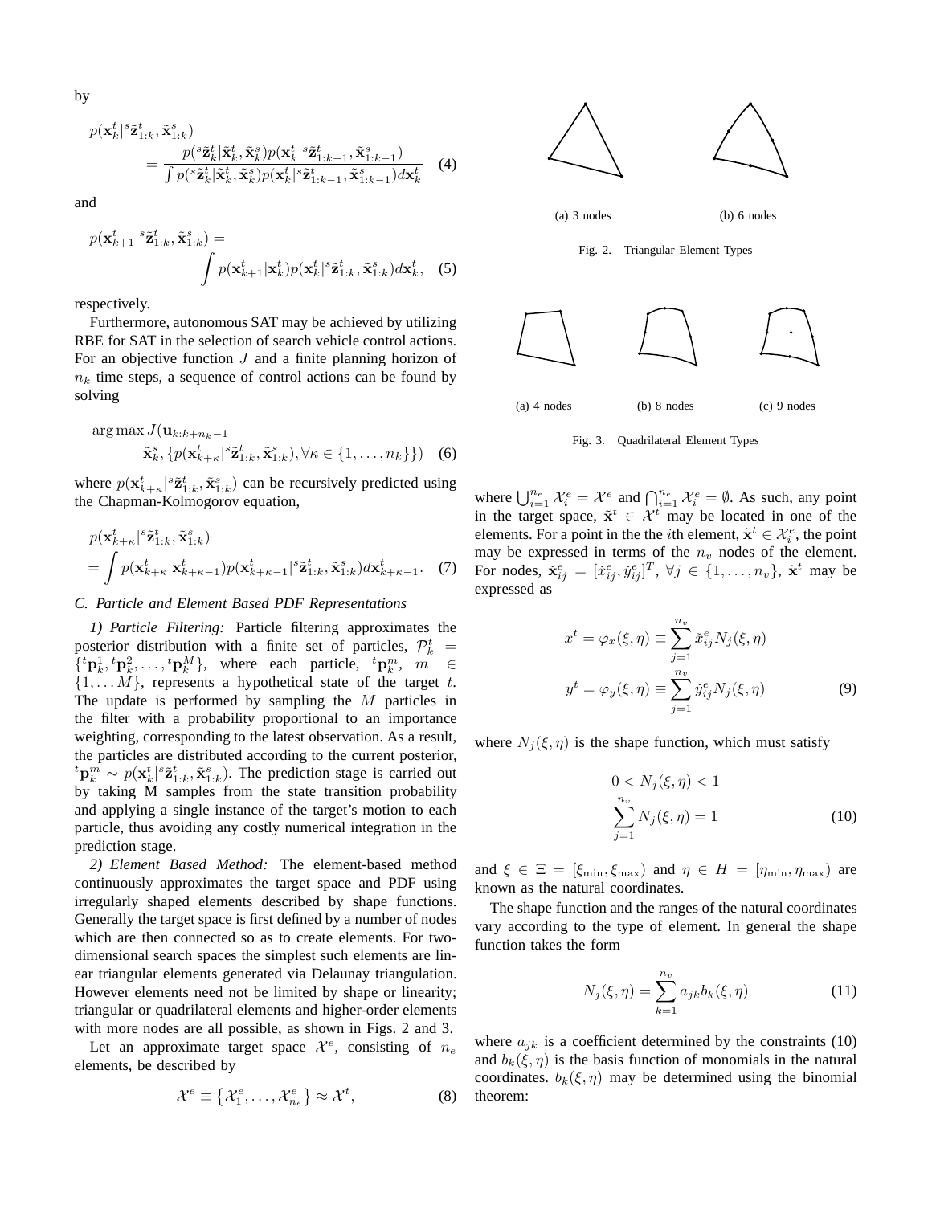by

$$p(\mathbf{x}_k^t|^s\tilde{\mathbf{z}}_{1:k}^t, \tilde{\mathbf{x}}_{1:k}^s) = \frac{p(^s\tilde{\mathbf{z}}_k^t|\tilde{\mathbf{x}}_k^t, \tilde{\mathbf{x}}_k^s)p(\mathbf{x}_k^t|^s\tilde{\mathbf{z}}_{1:k-1}^t, \tilde{\mathbf{x}}_{1:k-1}^s)}{\int p(^s\tilde{\mathbf{z}}_k^t|\tilde{\mathbf{x}}_k^t, \tilde{\mathbf{x}}_k^s)p(\mathbf{x}_k^t|^s\tilde{\mathbf{z}}_{1:k-1}^t, \tilde{\mathbf{x}}_{1:k-1}^s)d\mathbf{x}_k^t} \quad (4)$$

and

$$p(\mathbf{x}_{k+1}^t|^s\tilde{\mathbf{z}}_{1:k}^t, \tilde{\mathbf{x}}_{1:k}^s) = \int p(\mathbf{x}_{k+1}^t|\mathbf{x}_k^t)p(\mathbf{x}_k^t|^s\tilde{\mathbf{z}}_{1:k}^t, \tilde{\mathbf{x}}_{1:k}^s)d\mathbf{x}_k^t, \quad (5)$$

respectively.

Furthermore, autonomous SAT may be achieved by utilizing RBE for SAT in the selection of search vehicle control actions. For an objective function $J$ and a finite planning horizon of $n_k$ time steps, a sequence of control actions can be found by solving

$$\arg\max J(\mathbf{u}_{k:k+n_k-1}| \tilde{\mathbf{x}}_k^s, \{p(\mathbf{x}_{k+\kappa}^t|^s\tilde{\mathbf{z}}_{1:k}^t, \tilde{\mathbf{x}}_{1:k}^s), \forall\kappa \in \{1,\ldots,n_k\}\}) \quad (6)$$

where $p(\mathbf{x}_{k+\kappa}^t|^s\tilde{\mathbf{z}}_{1:k}^t, \tilde{\mathbf{x}}_{1:k}^s)$ can be recursively predicted using the Chapman-Kolmogorov equation,

$$p(\mathbf{x}_{k+\kappa}^t|^s\tilde{\mathbf{z}}_{1:k}^t, \tilde{\mathbf{x}}_{1:k}^s) = \int p(\mathbf{x}_{k+\kappa}^t|\mathbf{x}_{k+\kappa-1}^t)p(\mathbf{x}_{k+\kappa-1}^t|^s\tilde{\mathbf{z}}_{1:k}^t, \tilde{\mathbf{x}}_{1:k}^s)d\mathbf{x}_{k+\kappa-1}^t. \quad (7)$$

### C. Particle and Element Based PDF Representations

*1) Particle Filtering:* Particle filtering approximates the posterior distribution with a finite set of particles, $\mathcal{P}_k^t = \{{}^t\mathbf{p}_k^1, {}^t\mathbf{p}_k^2, \ldots, {}^t\mathbf{p}_k^M\}$, where each particle, ${}^t\mathbf{p}_k^m$, $m \in \{1,\ldots M\}$, represents a hypothetical state of the target $t$. The update is performed by sampling the $M$ particles in the filter with a probability proportional to an importance weighting, corresponding to the latest observation. As a result, the particles are distributed according to the current posterior, ${}^t\mathbf{p}_k^m \sim p(\mathbf{x}_k^t|^s\tilde{\mathbf{z}}_{1:k}^t, \tilde{\mathbf{x}}_{1:k}^s)$. The prediction stage is carried out by taking M samples from the state transition probability and applying a single instance of the target's motion to each particle, thus avoiding any costly numerical integration in the prediction stage.

*2) Element Based Method:* The element-based method continuously approximates the target space and PDF using irregularly shaped elements described by shape functions. Generally the target space is first defined by a number of nodes which are then connected so as to create elements. For two-dimensional search spaces the simplest such elements are linear triangular elements generated via Delaunay triangulation. However elements need not be limited by shape or linearity; triangular or quadrilateral elements and higher-order elements with more nodes are all possible, as shown in Figs. 2 and 3.

Let an approximate target space $\mathcal{X}^e$, consisting of $n_e$ elements, be described by

$$\mathcal{X}^e \equiv \{\mathcal{X}_1^e, \ldots, \mathcal{X}_{n_e}^e\} \approx \mathcal{X}^t, \quad (8)$$

(a) 3 nodes (b) 6 nodes

Fig. 2. Triangular Element Types

(a) 4 nodes (b) 8 nodes (c) 9 nodes

Fig. 3. Quadrilateral Element Types

where $\bigcup_{i=1}^{n_e} \mathcal{X}_i^e = \mathcal{X}^e$ and $\bigcap_{i=1}^{n_e} \mathcal{X}_i^e = \emptyset$. As such, any point in the target space, $\tilde{\mathbf{x}}^t \in \mathcal{X}^t$ may be located in one of the elements. For a point in the the $i$th element, $\tilde{\mathbf{x}}^t \in \mathcal{X}_i^e$, the point may be expressed in terms of the $n_v$ nodes of the element. For nodes, $\check{\mathbf{x}}_{ij}^e = [\check{x}_{ij}^e, \check{y}_{ij}^e]^T$, $\forall j \in \{1,\ldots,n_v\}$, $\tilde{\mathbf{x}}^t$ may be expressed as

$$\begin{aligned} x^t = \varphi_x(\xi,\eta) &\equiv \sum_{j=1}^{n_v} \check{x}_{ij}^e N_j(\xi,\eta) \\ y^t = \varphi_y(\xi,\eta) &\equiv \sum_{j=1}^{n_v} \check{y}_{ij}^e N_j(\xi,\eta) \end{aligned} \quad (9)$$

where $N_j(\xi,\eta)$ is the shape function, which must satisfy

$$\begin{aligned} 0 < N_j(\xi,\eta) < 1 \\ \sum_{j=1}^{n_v} N_j(\xi,\eta) = 1 \end{aligned} \quad (10)$$

and $\xi \in \Xi = [\xi_{\min}, \xi_{\max})$ and $\eta \in H = [\eta_{\min}, \eta_{\max})$ are known as the natural coordinates.

The shape function and the ranges of the natural coordinates vary according to the type of element. In general the shape function takes the form

$$N_j(\xi,\eta) = \sum_{k=1}^{n_v} a_{jk} b_k(\xi,\eta) \quad (11)$$

where $a_{jk}$ is a coefficient determined by the constraints (10) and $b_k(\xi,\eta)$ is the basis function of monomials in the natural coordinates. $b_k(\xi,\eta)$ may be determined using the binomial theorem: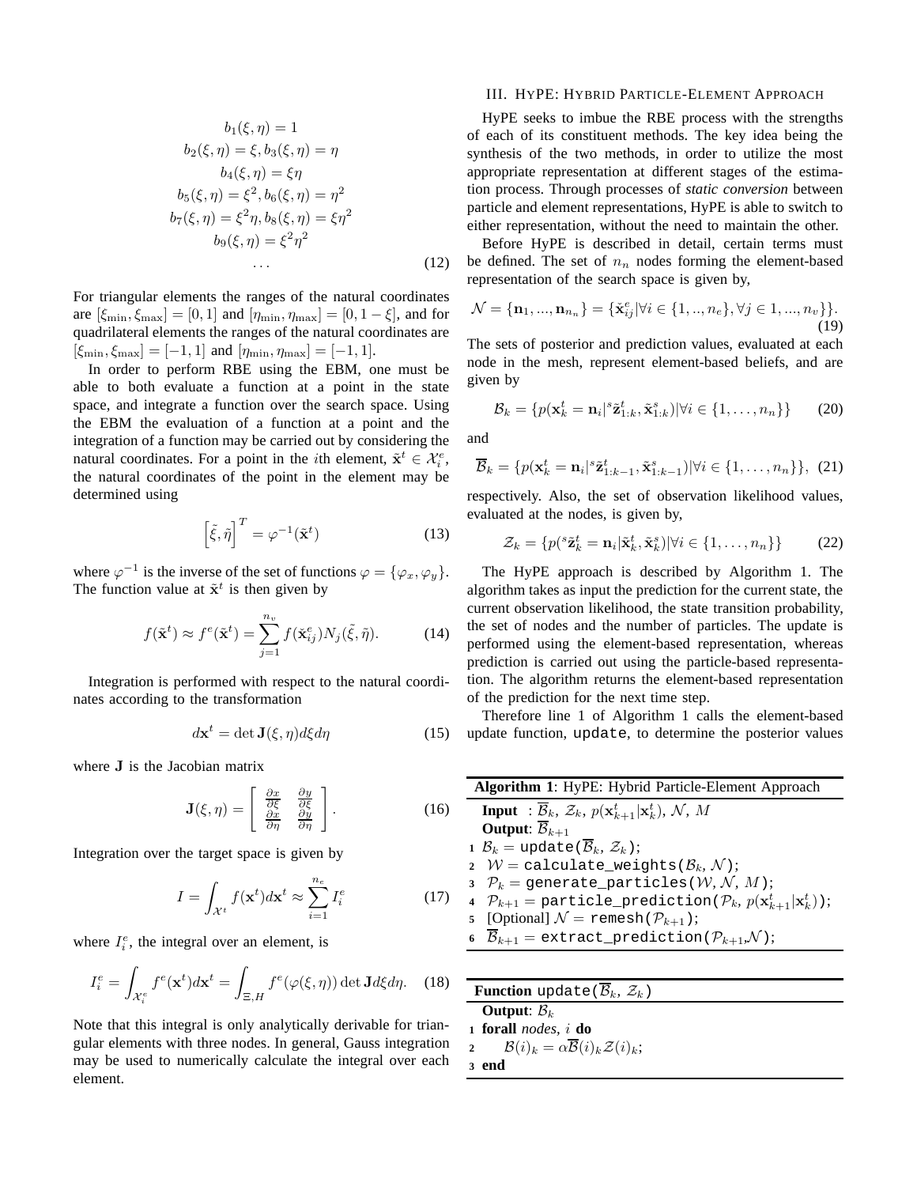$$
\begin{gathered}
b_1(\xi,\eta) = 1 \\
b_2(\xi,\eta) = \xi, b_3(\xi,\eta) = \eta \\
b_4(\xi,\eta) = \xi\eta \\
b_5(\xi,\eta) = \xi^2, b_6(\xi,\eta) = \eta^2 \\
b_7(\xi,\eta) = \xi^2\eta, b_8(\xi,\eta) = \xi\eta^2 \\
b_9(\xi,\eta) = \xi^2\eta^2 \\
\cdots
\end{gathered} \tag{12}
$$

For triangular elements the ranges of the natural coordinates are $[\xi_{\min}, \xi_{\max}] = [0, 1]$ and $[\eta_{\min}, \eta_{\max}] = [0, 1-\xi]$, and for quadrilateral elements the ranges of the natural coordinates are $[\xi_{\min}, \xi_{\max}] = [-1, 1]$ and $[\eta_{\min}, \eta_{\max}] = [-1, 1]$.

In order to perform RBE using the EBM, one must be able to both evaluate a function at a point in the state space, and integrate a function over the search space. Using the EBM the evaluation of a function at a point and the integration of a function may be carried out by considering the natural coordinates. For a point in the $i$th element, $\tilde{\mathbf{x}}^t \in \mathcal{X}_i^e$, the natural coordinates of the point in the element may be determined using

$$
\left[\tilde{\xi}, \tilde{\eta}\right]^T = \varphi^{-1}(\tilde{\mathbf{x}}^t) \tag{13}
$$

where $\varphi^{-1}$ is the inverse of the set of functions $\varphi = \{\varphi_x, \varphi_y\}$. The function value at $\tilde{\mathbf{x}}^t$ is then given by

$$
f(\tilde{\mathbf{x}}^t) \approx f^e(\tilde{\mathbf{x}}^t) = \sum_{j=1}^{n_v} f(\tilde{\mathbf{x}}_{ij}^e) N_j(\tilde{\xi}, \tilde{\eta}). \tag{14}
$$

Integration is performed with respect to the natural coordinates according to the transformation

$$
d\mathbf{x}^t = \det \mathbf{J}(\xi, \eta) d\xi d\eta \tag{15}
$$

where $\mathbf{J}$ is the Jacobian matrix

$$
\mathbf{J}(\xi, \eta) = \begin{bmatrix} \frac{\partial x}{\partial \xi} & \frac{\partial y}{\partial \xi} \\ \frac{\partial x}{\partial \eta} & \frac{\partial y}{\partial \eta} \end{bmatrix}. \tag{16}
$$

Integration over the target space is given by

$$
I = \int_{\mathcal{X}^t} f(\mathbf{x}^t) d\mathbf{x}^t \approx \sum_{i=1}^{n_e} I_i^e \tag{17}
$$

where $I_i^e$, the integral over an element, is

$$
I_i^e = \int_{\mathcal{X}_i^e} f^e(\mathbf{x}^t) d\mathbf{x}^t = \int_{\Xi, H} f^e(\varphi(\xi, \eta)) \det \mathbf{J} d\xi d\eta. \tag{18}
$$

Note that this integral is only analytically derivable for triangular elements with three nodes. In general, Gauss integration may be used to numerically calculate the integral over each element.

## III. HyPE: Hybrid Particle-Element Approach

HyPE seeks to imbue the RBE process with the strengths of each of its constituent methods. The key idea being the synthesis of the two methods, in order to utilize the most appropriate representation at different stages of the estimation process. Through processes of *static conversion* between particle and element representations, HyPE is able to switch to either representation, without the need to maintain the other.

Before HyPE is described in detail, certain terms must be defined. The set of $n_n$ nodes forming the element-based representation of the search space is given by,

$$
\mathcal{N} = \{\mathbf{n}_1, ..., \mathbf{n}_{n_n}\} = \{\tilde{\mathbf{x}}_{ij}^e | \forall i \in \{1, .., n_e\}, \forall j \in 1, ..., n_v\}\}. \tag{19}
$$

The sets of posterior and prediction values, evaluated at each node in the mesh, represent element-based beliefs, and are given by

$$
\mathcal{B}_k = \{p(\mathbf{x}_k^t = \mathbf{n}_i | {}^s\tilde{\mathbf{z}}_{1:k}^t, \tilde{\mathbf{x}}_{1:k}^s) | \forall i \in \{1, \ldots, n_n\}\} \tag{20}
$$

and

$$
\overline{\mathcal{B}}_k = \{p(\mathbf{x}_k^t = \mathbf{n}_i | {}^s\tilde{\mathbf{z}}_{1:k-1}^t, \tilde{\mathbf{x}}_{1:k-1}^s) | \forall i \in \{1, \ldots, n_n\}\}, \tag{21}
$$

respectively. Also, the set of observation likelihood values, evaluated at the nodes, is given by,

$$
\mathcal{Z}_k = \{p({}^s\tilde{\mathbf{z}}_k^t = \mathbf{n}_i | \tilde{\mathbf{x}}_k^t, \tilde{\mathbf{x}}_k^s) | \forall i \in \{1, \ldots, n_n\}\} \tag{22}
$$

The HyPE approach is described by Algorithm 1. The algorithm takes as input the prediction for the current state, the current observation likelihood, the state transition probability, the set of nodes and the number of particles. The update is performed using the element-based representation, whereas prediction is carried out using the particle-based representation. The algorithm returns the element-based representation of the prediction for the next time step.

Therefore line 1 of Algorithm 1 calls the element-based update function, `update`, to determine the posterior values

---

**Algorithm 1**: HyPE: Hybrid Particle-Element Approach

**Input** : $\overline{\mathcal{B}}_k$, $\mathcal{Z}_k$, $p(\mathbf{x}_{k+1}^t | \mathbf{x}_k^t)$, $\mathcal{N}$, $M$
**Output**: $\overline{\mathcal{B}}_{k+1}$

1. $\mathcal{B}_k =$ `update`($\overline{\mathcal{B}}_k$, $\mathcal{Z}_k$);
2. $\mathcal{W} =$ `calculate_weights`($\mathcal{B}_k$, $\mathcal{N}$);
3. $\mathcal{P}_k =$ `generate_particles`($\mathcal{W}$, $\mathcal{N}$, $M$);
4. $\mathcal{P}_{k+1} =$ `particle_prediction`($\mathcal{P}_k$, $p(\mathbf{x}_{k+1}^t | \mathbf{x}_k^t)$);
5. [Optional] $\mathcal{N} =$ `remesh`($\mathcal{P}_{k+1}$);
6. $\overline{\mathcal{B}}_{k+1} =$ `extract_prediction`($\mathcal{P}_{k+1}$,$\mathcal{N}$);

---

**Function** `update`($\overline{\mathcal{B}}_k$, $\mathcal{Z}_k$)

**Output**: $\mathcal{B}_k$

1. **forall** *nodes, $i$* **do**
2. $\quad \mathcal{B}(i)_k = \alpha \overline{\mathcal{B}}(i)_k \mathcal{Z}(i)_k$;
3. **end**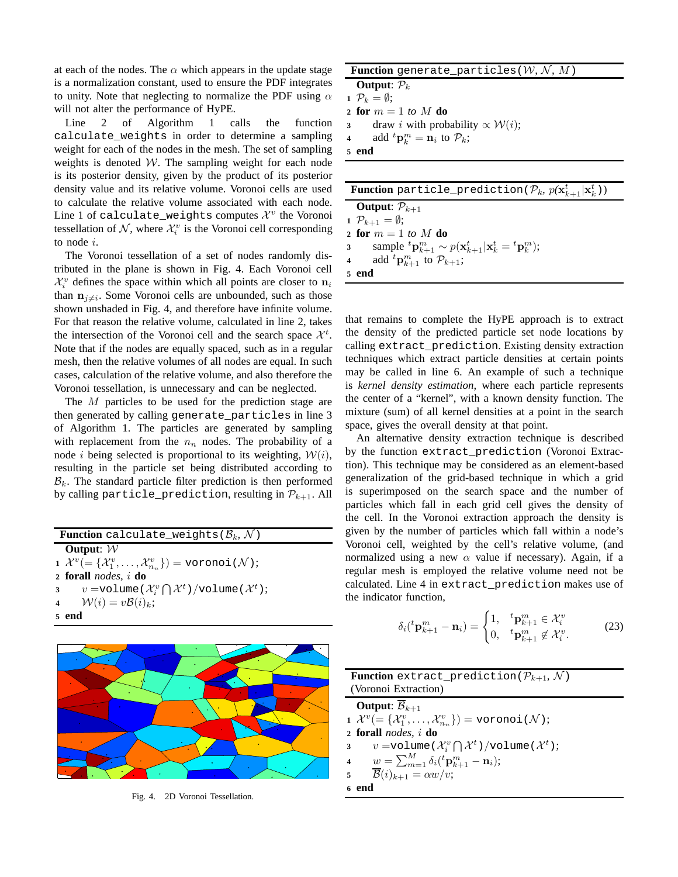at each of the nodes. The $\alpha$ which appears in the update stage is a normalization constant, used to ensure the PDF integrates to unity. Note that neglecting to normalize the PDF using $\alpha$ will not alter the performance of HyPE.

Line 2 of Algorithm 1 calls the function `calculate_weights` in order to determine a sampling weight for each of the nodes in the mesh. The set of sampling weights is denoted $\mathcal{W}$. The sampling weight for each node is its posterior density, given by the product of its posterior density value and its relative volume. Voronoi cells are used to calculate the relative volume associated with each node. Line 1 of `calculate_weights` computes $\mathcal{X}^v$ the Voronoi tessellation of $\mathcal{N}$, where $\mathcal{X}_i^v$ is the Voronoi cell corresponding to node $i$.

The Voronoi tessellation of a set of nodes randomly distributed in the plane is shown in Fig. 4. Each Voronoi cell $\mathcal{X}_i^v$ defines the space within which all points are closer to $\mathbf{n}_i$ than $\mathbf{n}_{j \neq i}$. Some Voronoi cells are unbounded, such as those shown unshaded in Fig. 4, and therefore have infinite volume. For that reason the relative volume, calculated in line 2, takes the intersection of the Voronoi cell and the search space $\mathcal{X}^t$. Note that if the nodes are equally spaced, such as in a regular mesh, then the relative volumes of all nodes are equal. In such cases, calculation of the relative volume, and also therefore the Voronoi tessellation, is unnecessary and can be neglected.

The $M$ particles to be used for the prediction stage are then generated by calling `generate_particles` in line 3 of Algorithm 1. The particles are generated by sampling with replacement from the $n_n$ nodes. The probability of a node $i$ being selected is proportional to its weighting, $\mathcal{W}(i)$, resulting in the particle set being distributed according to $\mathcal{B}_k$. The standard particle filter prediction is then performed by calling `particle_prediction`, resulting in $\mathcal{P}_{k+1}$. All that remains to complete the HyPE approach is to extract the density of the predicted particle set node locations by calling `extract_prediction`. Existing density extraction techniques which extract particle densities at certain points may be called in line 6. An example of such a technique is *kernel density estimation*, where each particle represents the center of a "kernel", with a known density function. The mixture (sum) of all kernel densities at a point in the search space, gives the overall density at that point.

**Function** `calculate_weights`($\mathcal{B}_k$, $\mathcal{N}$)

**Output**: $\mathcal{W}$
1. $\mathcal{X}^v (= \{\mathcal{X}_1^v, \ldots, \mathcal{X}_{n_n}^v\}) =$ `voronoi`($\mathcal{N}$);
2. **forall** *nodes*, $i$ **do**
3. $\quad v =$ `volume`($\mathcal{X}_i^v \bigcap \mathcal{X}^t$)/`volume`($\mathcal{X}^t$);
4. $\quad \mathcal{W}(i) = v\mathcal{B}(i)_k$;
5. **end**

Fig. 4. 2D Voronoi Tessellation.

**Function** `generate_particles`($\mathcal{W}$, $\mathcal{N}$, $M$)

**Output**: $\mathcal{P}_k$
1. $\mathcal{P}_k = \emptyset$;
2. **for** $m = 1$ *to* $M$ **do**
3. $\quad$ draw $i$ with probability $\propto \mathcal{W}(i)$;
4. $\quad$ add ${}^t\mathbf{p}_k^m = \mathbf{n}_i$ to $\mathcal{P}_k$;
5. **end**

**Function** `particle_prediction`($\mathcal{P}_k$, $p(\mathbf{x}_{k+1}^t | \mathbf{x}_k^t)$)

**Output**: $\mathcal{P}_{k+1}$
1. $\mathcal{P}_{k+1} = \emptyset$;
2. **for** $m = 1$ *to* $M$ **do**
3. $\quad$ sample ${}^t\mathbf{p}_{k+1}^m \sim p(\mathbf{x}_{k+1}^t | \mathbf{x}_k^t = {}^t\mathbf{p}_k^m)$;
4. $\quad$ add ${}^t\mathbf{p}_{k+1}^m$ to $\mathcal{P}_{k+1}$;
5. **end**

An alternative density extraction technique is described by the function `extract_prediction` (Voronoi Extraction). This technique may be considered as an element-based generalization of the grid-based technique in which a grid is superimposed on the search space and the number of particles which fall in each grid cell gives the density of the cell. In the Voronoi extraction approach the density is given by the number of particles which fall within a node's Voronoi cell, weighted by the cell's relative volume, (and normalized using a new $\alpha$ value if necessary). Again, if a regular mesh is employed the relative volume need not be calculated. Line 4 in `extract_prediction` makes use of the indicator function,

$$\delta_i({}^t\mathbf{p}_{k+1}^m - \mathbf{n}_i) = \begin{cases} 1, & {}^t\mathbf{p}_{k+1}^m \in \mathcal{X}_i^v \\ 0, & {}^t\mathbf{p}_{k+1}^m \notin \mathcal{X}_i^v. \end{cases} \tag{23}$$

**Function** `extract_prediction`($\mathcal{P}_{k+1}$, $\mathcal{N}$) (Voronoi Extraction)

**Output**: $\overline{\mathcal{B}}_{k+1}$
1. $\mathcal{X}^v (= \{\mathcal{X}_1^v, \ldots, \mathcal{X}_{n_n}^v\}) =$ `voronoi`($\mathcal{N}$);
2. **forall** *nodes*, $i$ **do**
3. $\quad v =$ `volume`($\mathcal{X}_i^v \bigcap \mathcal{X}^t$)/`volume`($\mathcal{X}^t$);
4. $\quad w = \sum_{m=1}^{M} \delta_i({}^t\mathbf{p}_{k+1}^m - \mathbf{n}_i)$;
5. $\quad \overline{\mathcal{B}}(i)_{k+1} = \alpha w / v$;
6. **end**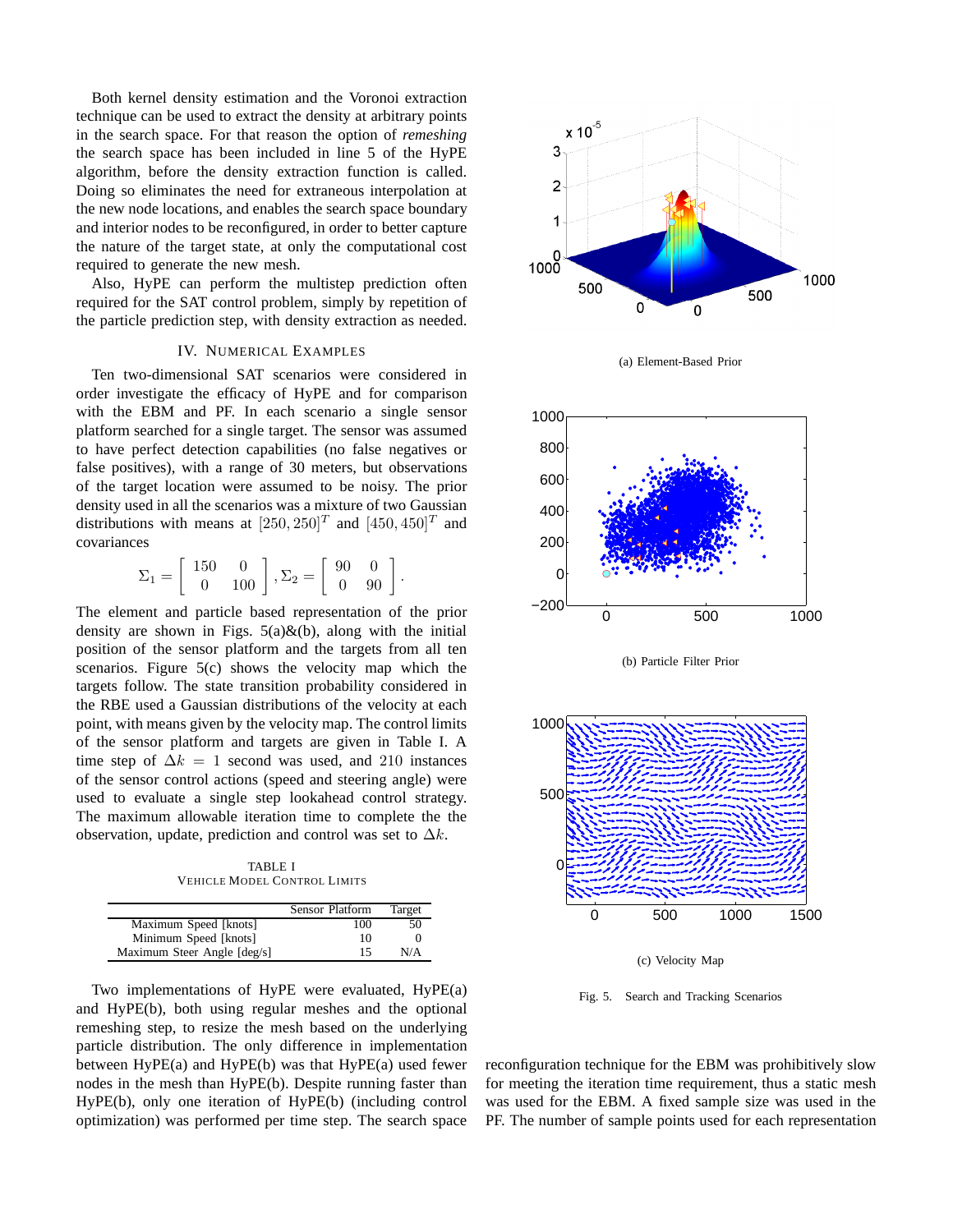Both kernel density estimation and the Voronoi extraction technique can be used to extract the density at arbitrary points in the search space. For that reason the option of *remeshing* the search space has been included in line 5 of the HyPE algorithm, before the density extraction function is called. Doing so eliminates the need for extraneous interpolation at the new node locations, and enables the search space boundary and interior nodes to be reconfigured, in order to better capture the nature of the target state, at only the computational cost required to generate the new mesh.

Also, HyPE can perform the multistep prediction often required for the SAT control problem, simply by repetition of the particle prediction step, with density extraction as needed.

## IV. Numerical Examples

Ten two-dimensional SAT scenarios were considered in order investigate the efficacy of HyPE and for comparison with the EBM and PF. In each scenario a single sensor platform searched for a single target. The sensor was assumed to have perfect detection capabilities (no false negatives or false positives), with a range of 30 meters, but observations of the target location were assumed to be noisy. The prior density used in all the scenarios was a mixture of two Gaussian distributions with means at $[250, 250]^T$ and $[450, 450]^T$ and covariances

$$\Sigma_1 = \begin{bmatrix} 150 & 0 \\ 0 & 100 \end{bmatrix}, \Sigma_2 = \begin{bmatrix} 90 & 0 \\ 0 & 90 \end{bmatrix}.$$

The element and particle based representation of the prior density are shown in Figs. 5(a)&(b), along with the initial position of the sensor platform and the targets from all ten scenarios. Figure 5(c) shows the velocity map which the targets follow. The state transition probability considered in the RBE used a Gaussian distributions of the velocity at each point, with means given by the velocity map. The control limits of the sensor platform and targets are given in Table I. A time step of $\Delta k = 1$ second was used, and 210 instances of the sensor control actions (speed and steering angle) were used to evaluate a single step lookahead control strategy. The maximum allowable iteration time to complete the the observation, update, prediction and control was set to $\Delta k$.

TABLE I
Vehicle Model Control Limits

| | Sensor Platform | Target |
|---|---|---|
| Maximum Speed [knots] | 100 | 50 |
| Minimum Speed [knots] | 10 | 0 |
| Maximum Steer Angle [deg/s] | 15 | N/A |

Two implementations of HyPE were evaluated, HyPE(a) and HyPE(b), both using regular meshes and the optional remeshing step, to resize the mesh based on the underlying particle distribution. The only difference in implementation between HyPE(a) and HyPE(b) was that HyPE(a) used fewer nodes in the mesh than HyPE(b). Despite running faster than HyPE(b), only one iteration of HyPE(b) (including control optimization) was performed per time step. The search space reconfiguration technique for the EBM was prohibitively slow for meeting the iteration time requirement, thus a static mesh was used for the EBM. A fixed sample size was used in the PF. The number of sample points used for each representation

(a) Element-Based Prior

(b) Particle Filter Prior

(c) Velocity Map

Fig. 5. Search and Tracking Scenarios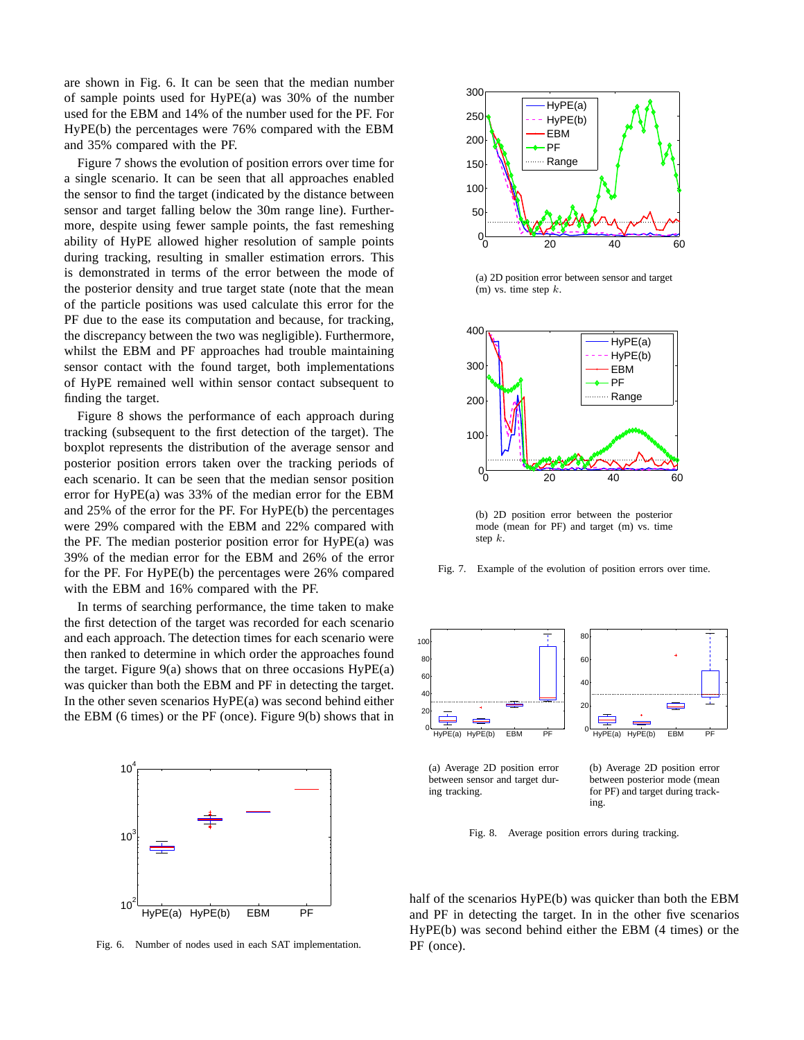are shown in Fig. 6. It can be seen that the median number of sample points used for HyPE(a) was 30% of the number used for the EBM and 14% of the number used for the PF. For HyPE(b) the percentages were 76% compared with the EBM and 35% compared with the PF.

Figure 7 shows the evolution of position errors over time for a single scenario. It can be seen that all approaches enabled the sensor to find the target (indicated by the distance between sensor and target falling below the 30m range line). Furthermore, despite using fewer sample points, the fast remeshing ability of HyPE allowed higher resolution of sample points during tracking, resulting in smaller estimation errors. This is demonstrated in terms of the error between the mode of the posterior density and true target state (note that the mean of the particle positions was used calculate this error for the PF due to the ease its computation and because, for tracking, the discrepancy between the two was negligible). Furthermore, whilst the EBM and PF approaches had trouble maintaining sensor contact with the found target, both implementations of HyPE remained well within sensor contact subsequent to finding the target.

Figure 8 shows the performance of each approach during tracking (subsequent to the first detection of the target). The boxplot represents the distribution of the average sensor and posterior position errors taken over the tracking periods of each scenario. It can be seen that the median sensor position error for HyPE(a) was 33% of the median error for the EBM and 25% of the error for the PF. For HyPE(b) the percentages were 29% compared with the EBM and 22% compared with the PF. The median posterior position error for HyPE(a) was 39% of the median error for the EBM and 26% of the error for the PF. For HyPE(b) the percentages were 26% compared with the EBM and 16% compared with the PF.

In terms of searching performance, the time taken to make the first detection of the target was recorded for each scenario and each approach. The detection times for each scenario were then ranked to determine in which order the approaches found the target. Figure 9(a) shows that on three occasions HyPE(a) was quicker than both the EBM and PF in detecting the target. In the other seven scenarios HyPE(a) was second behind either the EBM (6 times) or the PF (once). Figure 9(b) shows that in half of the scenarios HyPE(b) was quicker than both the EBM and PF in detecting the target. In in the other five scenarios HyPE(b) was second behind either the EBM (4 times) or the PF (once).

Fig. 6. Number of nodes used in each SAT implementation.

(a) 2D position error between sensor and target (m) vs. time step $k$.

(b) 2D position error between the posterior mode (mean for PF) and target (m) vs. time step $k$.

Fig. 7. Example of the evolution of position errors over time.

(a) Average 2D position error between sensor and target during tracking.

(b) Average 2D position error between posterior mode (mean for PF) and target during tracking.

Fig. 8. Average position errors during tracking.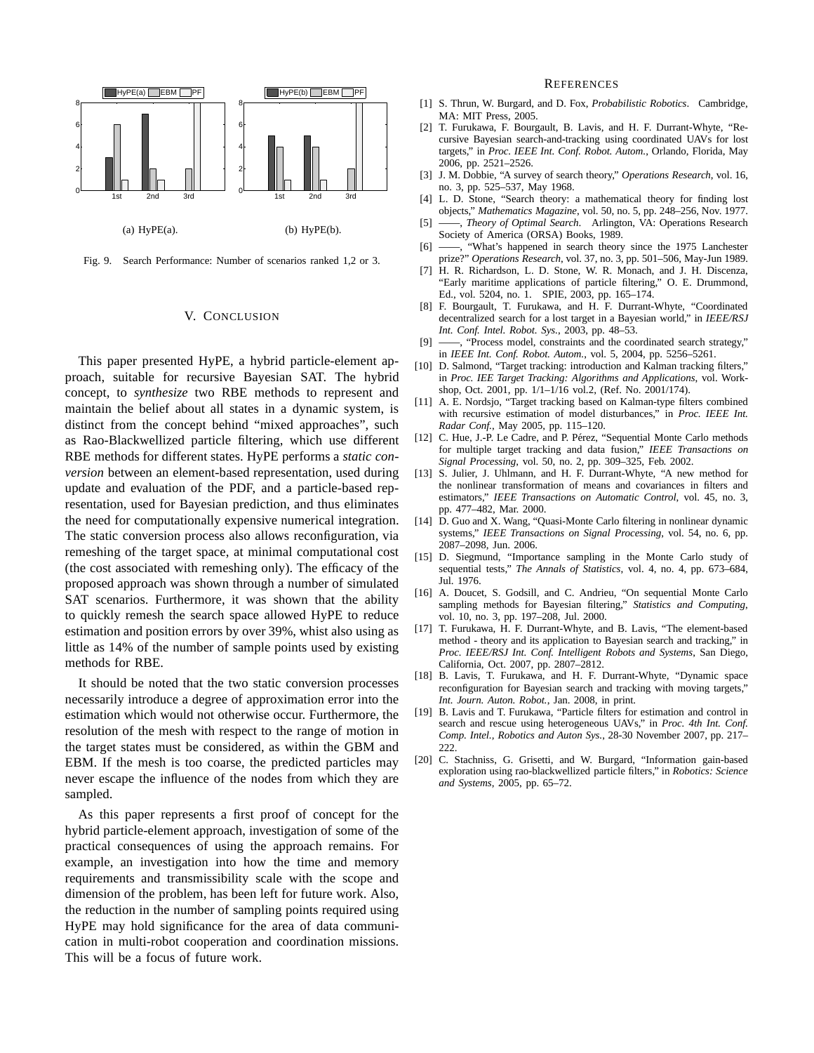HyPE(a) EBM PF

8
6
4
2
0

1st 2nd 3rd

(a) HyPE(a).

HyPE(b) EBM PF

8
6
4
2
0

1st 2nd 3rd

(b) HyPE(b).

Fig. 9. Search Performance: Number of scenarios ranked 1,2 or 3.

## V. Conclusion

This paper presented HyPE, a hybrid particle-element approach, suitable for recursive Bayesian SAT. The hybrid concept, to *synthesize* two RBE methods to represent and maintain the belief about all states in a dynamic system, is distinct from the concept behind "mixed approaches", such as Rao-Blackwellized particle filtering, which use different RBE methods for different states. HyPE performs a *static conversion* between an element-based representation, used during update and evaluation of the PDF, and a particle-based representation, used for Bayesian prediction, and thus eliminates the need for computationally expensive numerical integration. The static conversion process also allows reconfiguration, via remeshing of the target space, at minimal computational cost (the cost associated with remeshing only). The efficacy of the proposed approach was shown through a number of simulated SAT scenarios. Furthermore, it was shown that the ability to quickly remesh the search space allowed HyPE to reduce estimation and position errors by over 39%, whist also using as little as 14% of the number of sample points used by existing methods for RBE.

It should be noted that the two static conversion processes necessarily introduce a degree of approximation error into the estimation which would not otherwise occur. Furthermore, the resolution of the mesh with respect to the range of motion in the target states must be considered, as within the GBM and EBM. If the mesh is too coarse, the predicted particles may never escape the influence of the nodes from which they are sampled.

As this paper represents a first proof of concept for the hybrid particle-element approach, investigation of some of the practical consequences of using the approach remains. For example, an investigation into how the time and memory requirements and transmissibility scale with the scope and dimension of the problem, has been left for future work. Also, the reduction in the number of sampling points required using HyPE may hold significance for the area of data communication in multi-robot cooperation and coordination missions. This will be a focus of future work.

## References

[1] S. Thrun, W. Burgard, and D. Fox, *Probabilistic Robotics*. Cambridge, MA: MIT Press, 2005.

[2] T. Furukawa, F. Bourgault, B. Lavis, and H. F. Durrant-Whyte, "Recursive Bayesian search-and-tracking using coordinated UAVs for lost targets," in *Proc. IEEE Int. Conf. Robot. Autom.*, Orlando, Florida, May 2006, pp. 2521–2526.

[3] J. M. Dobbie, "A survey of search theory," *Operations Research*, vol. 16, no. 3, pp. 525–537, May 1968.

[4] L. D. Stone, "Search theory: a mathematical theory for finding lost objects," *Mathematics Magazine*, vol. 50, no. 5, pp. 248–256, Nov. 1977.

[5] ——, *Theory of Optimal Search*. Arlington, VA: Operations Research Society of America (ORSA) Books, 1989.

[6] ——, "What's happened in search theory since the 1975 Lanchester prize?" *Operations Research*, vol. 37, no. 3, pp. 501–506, May-Jun 1989.

[7] H. R. Richardson, L. D. Stone, W. R. Monach, and J. H. Discenza, "Early maritime applications of particle filtering," O. E. Drummond, Ed., vol. 5204, no. 1. SPIE, 2003, pp. 165–174.

[8] F. Bourgault, T. Furukawa, and H. F. Durrant-Whyte, "Coordinated decentralized search for a lost target in a Bayesian world," in *IEEE/RSJ Int. Conf. Intel. Robot. Sys.*, 2003, pp. 48–53.

[9] ——, "Process model, constraints and the coordinated search strategy," in *IEEE Int. Conf. Robot. Autom.*, vol. 5, 2004, pp. 5256–5261.

[10] D. Salmond, "Target tracking: introduction and Kalman tracking filters," in *Proc. IEE Target Tracking: Algorithms and Applications*, vol. Workshop, Oct. 2001, pp. 1/1–1/16 vol.2, (Ref. No. 2001/174).

[11] A. E. Nordsjo, "Target tracking based on Kalman-type filters combined with recursive estimation of model disturbances," in *Proc. IEEE Int. Radar Conf.*, May 2005, pp. 115–120.

[12] C. Hue, J.-P. Le Cadre, and P. Pérez, "Sequential Monte Carlo methods for multiple target tracking and data fusion," *IEEE Transactions on Signal Processing*, vol. 50, no. 2, pp. 309–325, Feb. 2002.

[13] S. Julier, J. Uhlmann, and H. F. Durrant-Whyte, "A new method for the nonlinear transformation of means and covariances in filters and estimators," *IEEE Transactions on Automatic Control*, vol. 45, no. 3, pp. 477–482, Mar. 2000.

[14] D. Guo and X. Wang, "Quasi-Monte Carlo filtering in nonlinear dynamic systems," *IEEE Transactions on Signal Processing*, vol. 54, no. 6, pp. 2087–2098, Jun. 2006.

[15] D. Siegmund, "Importance sampling in the Monte Carlo study of sequential tests," *The Annals of Statistics*, vol. 4, no. 4, pp. 673–684, Jul. 1976.

[16] A. Doucet, S. Godsill, and C. Andrieu, "On sequential Monte Carlo sampling methods for Bayesian filtering," *Statistics and Computing*, vol. 10, no. 3, pp. 197–208, Jul. 2000.

[17] T. Furukawa, H. F. Durrant-Whyte, and B. Lavis, "The element-based method - theory and its application to Bayesian search and tracking," in *Proc. IEEE/RSJ Int. Conf. Intelligent Robots and Systems*, San Diego, California, Oct. 2007, pp. 2807–2812.

[18] B. Lavis, T. Furukawa, and H. F. Durrant-Whyte, "Dynamic space reconfiguration for Bayesian search and tracking with moving targets," *Int. Journ. Auton. Robot.*, Jan. 2008, in print.

[19] B. Lavis and T. Furukawa, "Particle filters for estimation and control in search and rescue using heterogeneous UAVs," in *Proc. 4th Int. Conf. Comp. Intel., Robotics and Auton Sys.*, 28-30 November 2007, pp. 217–222.

[20] C. Stachniss, G. Grisetti, and W. Burgard, "Information gain-based exploration using rao-blackwellized particle filters," in *Robotics: Science and Systems*, 2005, pp. 65–72.